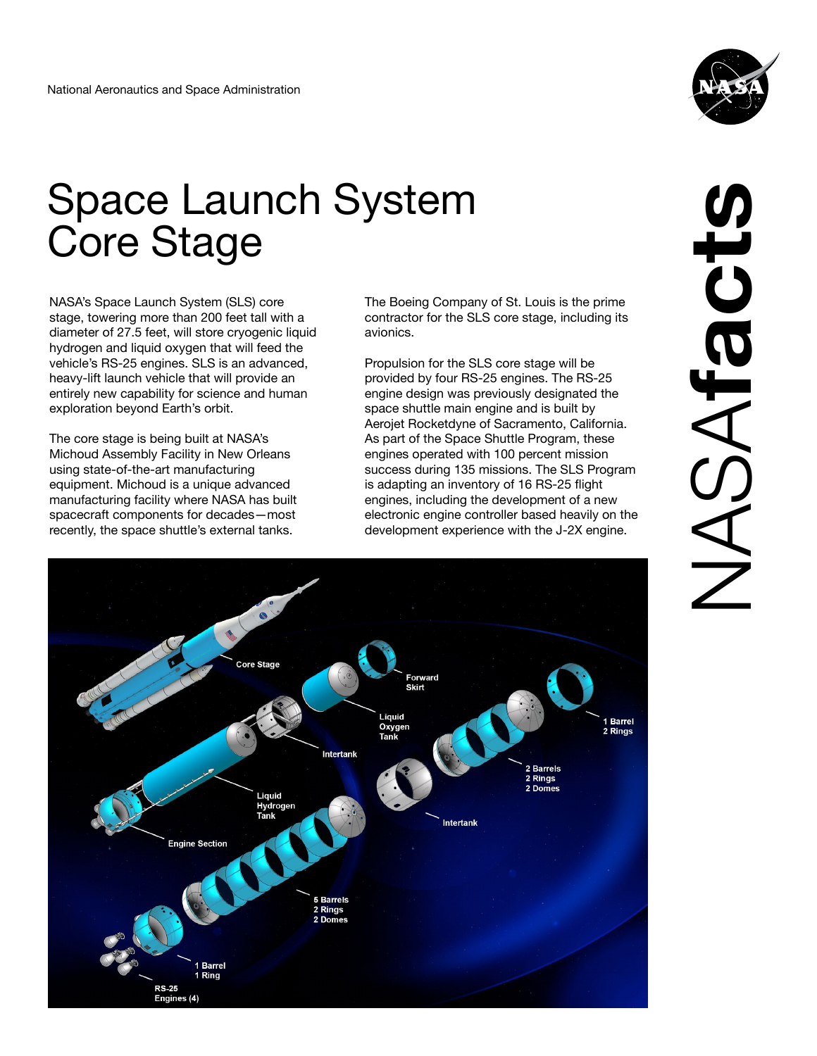National Aeronautics and Space Administration

NASAfacts

# Space Launch System Core Stage

NASA's Space Launch System (SLS) core stage, towering more than 200 feet tall with a diameter of 27.5 feet, will store cryogenic liquid hydrogen and liquid oxygen that will feed the vehicle's RS-25 engines. SLS is an advanced, heavy-lift launch vehicle that will provide an entirely new capability for science and human exploration beyond Earth's orbit.

The core stage is being built at NASA's Michoud Assembly Facility in New Orleans using state-of-the-art manufacturing equipment. Michoud is a unique advanced manufacturing facility where NASA has built spacecraft components for decades—most recently, the space shuttle's external tanks.

The Boeing Company of St. Louis is the prime contractor for the SLS core stage, including its avionics.

Propulsion for the SLS core stage will be provided by four RS-25 engines. The RS-25 engine design was previously designated the space shuttle main engine and is built by Aerojet Rocketdyne of Sacramento, California. As part of the Space Shuttle Program, these engines operated with 100 percent mission success during 135 missions. The SLS Program is adapting an inventory of 16 RS-25 flight engines, including the development of a new electronic engine controller based heavily on the development experience with the J-2X engine.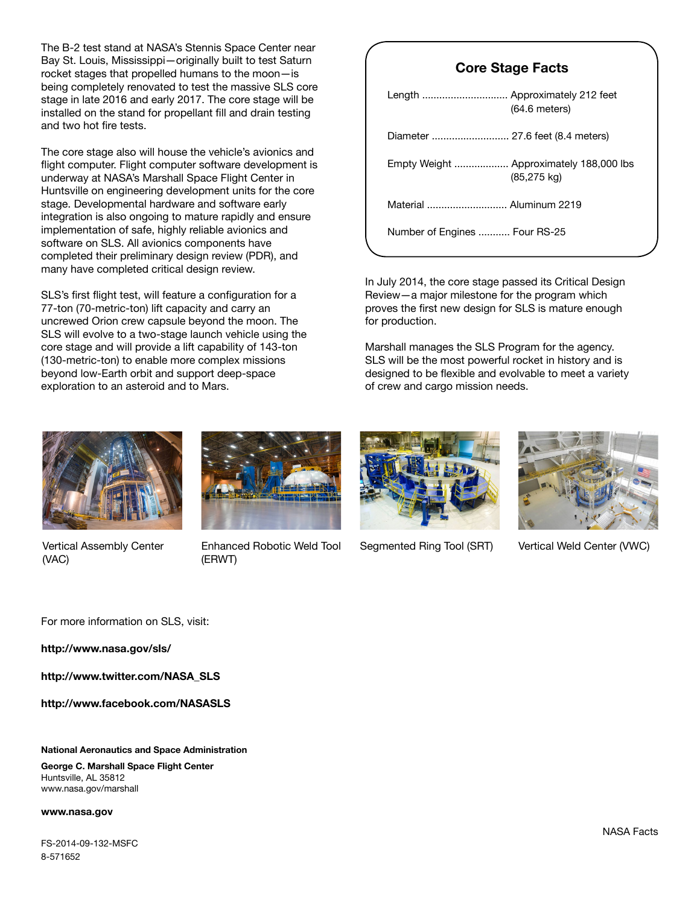The B-2 test stand at NASA's Stennis Space Center near Bay St. Louis, Mississippi—originally built to test Saturn rocket stages that propelled humans to the moon—is being completely renovated to test the massive SLS core stage in late 2016 and early 2017. The core stage will be installed on the stand for propellant fill and drain testing and two hot fire tests.

The core stage also will house the vehicle's avionics and flight computer. Flight computer software development is underway at NASA's Marshall Space Flight Center in Huntsville on engineering development units for the core stage. Developmental hardware and software early integration is also ongoing to mature rapidly and ensure implementation of safe, highly reliable avionics and software on SLS. All avionics components have completed their preliminary design review (PDR), and many have completed critical design review.

SLS's first flight test, will feature a configuration for a 77-ton (70-metric-ton) lift capacity and carry an uncrewed Orion crew capsule beyond the moon. The SLS will evolve to a two-stage launch vehicle using the core stage and will provide a lift capability of 143-ton (130-metric-ton) to enable more complex missions beyond low-Earth orbit and support deep-space exploration to an asteroid and to Mars.

## Core Stage Facts

| | |
|---|---|
| Length | Approximately 212 feet (64.6 meters) |
| Diameter | 27.6 feet (8.4 meters) |
| Empty Weight | Approximately 188,000 lbs (85,275 kg) |
| Material | Aluminum 2219 |
| Number of Engines | Four RS-25 |

In July 2014, the core stage passed its Critical Design Review—a major milestone for the program which proves the first new design for SLS is mature enough for production.

Marshall manages the SLS Program for the agency. SLS will be the most powerful rocket in history and is designed to be flexible and evolvable to meet a variety of crew and cargo mission needs.

Vertical Assembly Center (VAC)

Enhanced Robotic Weld Tool (ERWT)

Segmented Ring Tool (SRT)

Vertical Weld Center (VWC)

For more information on SLS, visit:

**http://www.nasa.gov/sls/**

**http://www.twitter.com/NASA_SLS**

**http://www.facebook.com/NASASLS**

**National Aeronautics and Space Administration**

**George C. Marshall Space Flight Center**
Huntsville, AL 35812
www.nasa.gov/marshall

**www.nasa.gov**

FS-2014-09-132-MSFC
8-571652

NASA Facts